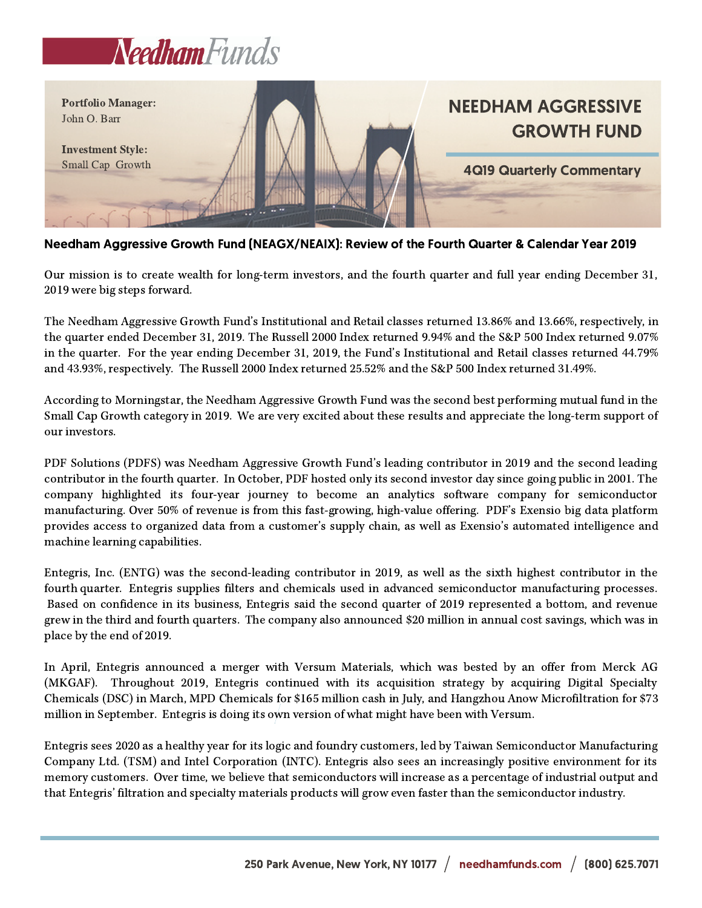# NEEDHAM AGGRESSIVE GROWTH FUND

**Portfolio Manager:**
John O. Barr

**Investment Style:**
Small Cap Growth

## 4Q19 Quarterly Commentary

### Needham Aggressive Growth Fund (NEAGX/NEAIX): Review of the Fourth Quarter & Calendar Year 2019

Our mission is to create wealth for long-term investors, and the fourth quarter and full year ending December 31, 2019 were big steps forward.

The Needham Aggressive Growth Fund's Institutional and Retail classes returned 13.86% and 13.66%, respectively, in the quarter ended December 31, 2019. The Russell 2000 Index returned 9.94% and the S&P 500 Index returned 9.07% in the quarter. For the year ending December 31, 2019, the Fund's Institutional and Retail classes returned 44.79% and 43.93%, respectively. The Russell 2000 Index returned 25.52% and the S&P 500 Index returned 31.49%.

According to Morningstar, the Needham Aggressive Growth Fund was the second best performing mutual fund in the Small Cap Growth category in 2019. We are very excited about these results and appreciate the long-term support of our investors.

PDF Solutions (PDFS) was Needham Aggressive Growth Fund's leading contributor in 2019 and the second leading contributor in the fourth quarter. In October, PDF hosted only its second investor day since going public in 2001. The company highlighted its four-year journey to become an analytics software company for semiconductor manufacturing. Over 50% of revenue is from this fast-growing, high-value offering. PDF's Exensio big data platform provides access to organized data from a customer's supply chain, as well as Exensio's automated intelligence and machine learning capabilities.

Entegris, Inc. (ENTG) was the second-leading contributor in 2019, as well as the sixth highest contributor in the fourth quarter. Entegris supplies filters and chemicals used in advanced semiconductor manufacturing processes. Based on confidence in its business, Entegris said the second quarter of 2019 represented a bottom, and revenue grew in the third and fourth quarters. The company also announced $20 million in annual cost savings, which was in place by the end of 2019.

In April, Entegris announced a merger with Versum Materials, which was bested by an offer from Merck AG (MKGAF). Throughout 2019, Entegris continued with its acquisition strategy by acquiring Digital Specialty Chemicals (DSC) in March, MPD Chemicals for $165 million cash in July, and Hangzhou Anow Microfiltration for $73 million in September. Entegris is doing its own version of what might have been with Versum.

Entegris sees 2020 as a healthy year for its logic and foundry customers, led by Taiwan Semiconductor Manufacturing Company Ltd. (TSM) and Intel Corporation (INTC). Entegris also sees an increasingly positive environment for its memory customers. Over time, we believe that semiconductors will increase as a percentage of industrial output and that Entegris' filtration and specialty materials products will grow even faster than the semiconductor industry.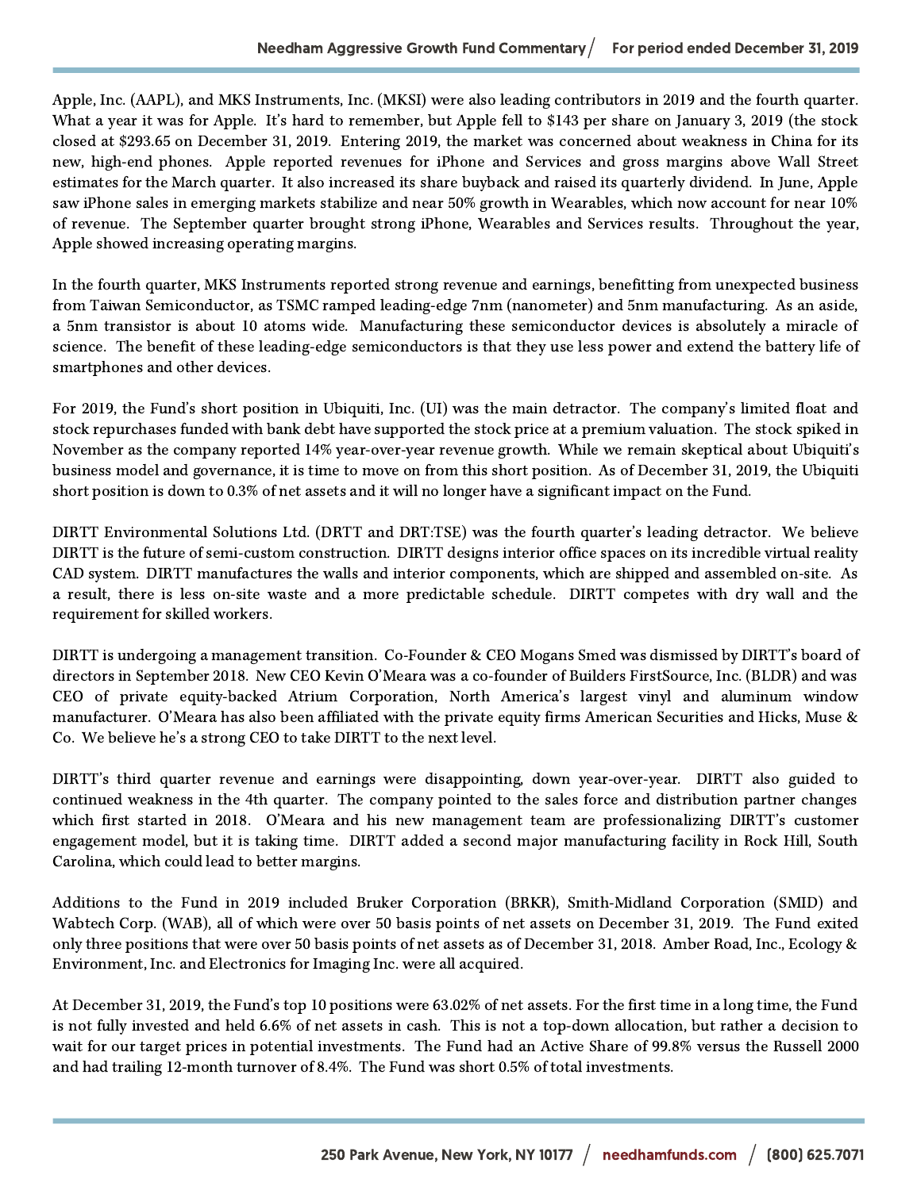Apple, Inc. (AAPL), and MKS Instruments, Inc. (MKSI) were also leading contributors in 2019 and the fourth quarter. What a year it was for Apple. It's hard to remember, but Apple fell to $143 per share on January 3, 2019 (the stock closed at $293.65 on December 31, 2019. Entering 2019, the market was concerned about weakness in China for its new, high-end phones. Apple reported revenues for iPhone and Services and gross margins above Wall Street estimates for the March quarter. It also increased its share buyback and raised its quarterly dividend. In June, Apple saw iPhone sales in emerging markets stabilize and near 50% growth in Wearables, which now account for near 10% of revenue. The September quarter brought strong iPhone, Wearables and Services results. Throughout the year, Apple showed increasing operating margins.

In the fourth quarter, MKS Instruments reported strong revenue and earnings, benefitting from unexpected business from Taiwan Semiconductor, as TSMC ramped leading-edge 7nm (nanometer) and 5nm manufacturing. As an aside, a 5nm transistor is about 10 atoms wide. Manufacturing these semiconductor devices is absolutely a miracle of science. The benefit of these leading-edge semiconductors is that they use less power and extend the battery life of smartphones and other devices.

For 2019, the Fund's short position in Ubiquiti, Inc. (UI) was the main detractor. The company's limited float and stock repurchases funded with bank debt have supported the stock price at a premium valuation. The stock spiked in November as the company reported 14% year-over-year revenue growth. While we remain skeptical about Ubiquiti's business model and governance, it is time to move on from this short position. As of December 31, 2019, the Ubiquiti short position is down to 0.3% of net assets and it will no longer have a significant impact on the Fund.

DIRTT Environmental Solutions Ltd. (DRTT and DRT:TSE) was the fourth quarter's leading detractor. We believe DIRTT is the future of semi-custom construction. DIRTT designs interior office spaces on its incredible virtual reality CAD system. DIRTT manufactures the walls and interior components, which are shipped and assembled on-site. As a result, there is less on-site waste and a more predictable schedule. DIRTT competes with dry wall and the requirement for skilled workers.

DIRTT is undergoing a management transition. Co-Founder & CEO Mogans Smed was dismissed by DIRTT's board of directors in September 2018. New CEO Kevin O'Meara was a co-founder of Builders FirstSource, Inc. (BLDR) and was CEO of private equity-backed Atrium Corporation, North America's largest vinyl and aluminum window manufacturer. O'Meara has also been affiliated with the private equity firms American Securities and Hicks, Muse & Co. We believe he's a strong CEO to take DIRTT to the next level.

DIRTT's third quarter revenue and earnings were disappointing, down year-over-year. DIRTT also guided to continued weakness in the 4th quarter. The company pointed to the sales force and distribution partner changes which first started in 2018. O'Meara and his new management team are professionalizing DIRTT's customer engagement model, but it is taking time. DIRTT added a second major manufacturing facility in Rock Hill, South Carolina, which could lead to better margins.

Additions to the Fund in 2019 included Bruker Corporation (BRKR), Smith-Midland Corporation (SMID) and Wabtech Corp. (WAB), all of which were over 50 basis points of net assets on December 31, 2019. The Fund exited only three positions that were over 50 basis points of net assets as of December 31, 2018. Amber Road, Inc., Ecology & Environment, Inc. and Electronics for Imaging Inc. were all acquired.

At December 31, 2019, the Fund's top 10 positions were 63.02% of net assets. For the first time in a long time, the Fund is not fully invested and held 6.6% of net assets in cash. This is not a top-down allocation, but rather a decision to wait for our target prices in potential investments. The Fund had an Active Share of 99.8% versus the Russell 2000 and had trailing 12-month turnover of 8.4%. The Fund was short 0.5% of total investments.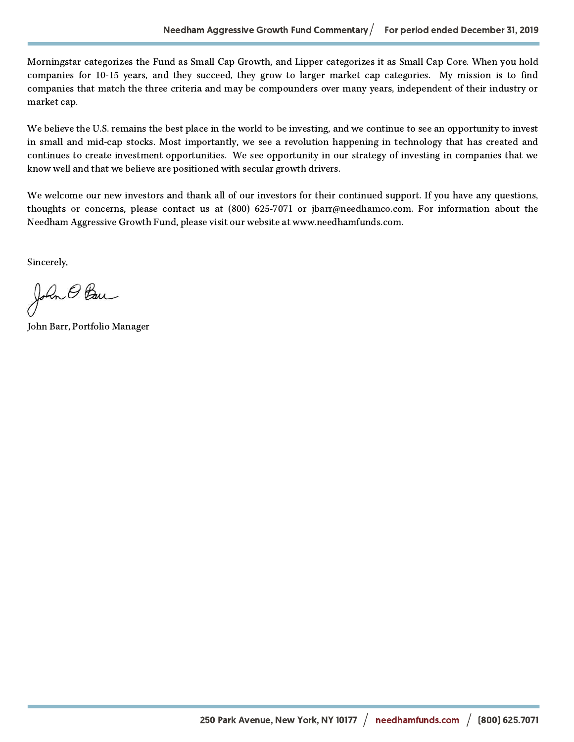Morningstar categorizes the Fund as Small Cap Growth, and Lipper categorizes it as Small Cap Core. When you hold companies for 10-15 years, and they succeed, they grow to larger market cap categories. My mission is to find companies that match the three criteria and may be compounders over many years, independent of their industry or market cap.

We believe the U.S. remains the best place in the world to be investing, and we continue to see an opportunity to invest in small and mid-cap stocks. Most importantly, we see a revolution happening in technology that has created and continues to create investment opportunities. We see opportunity in our strategy of investing in companies that we know well and that we believe are positioned with secular growth drivers.

We welcome our new investors and thank all of our investors for their continued support. If you have any questions, thoughts or concerns, please contact us at (800) 625-7071 or jbarr@needhamco.com. For information about the Needham Aggressive Growth Fund, please visit our website at www.needhamfunds.com.

Sincerely,

John Barr, Portfolio Manager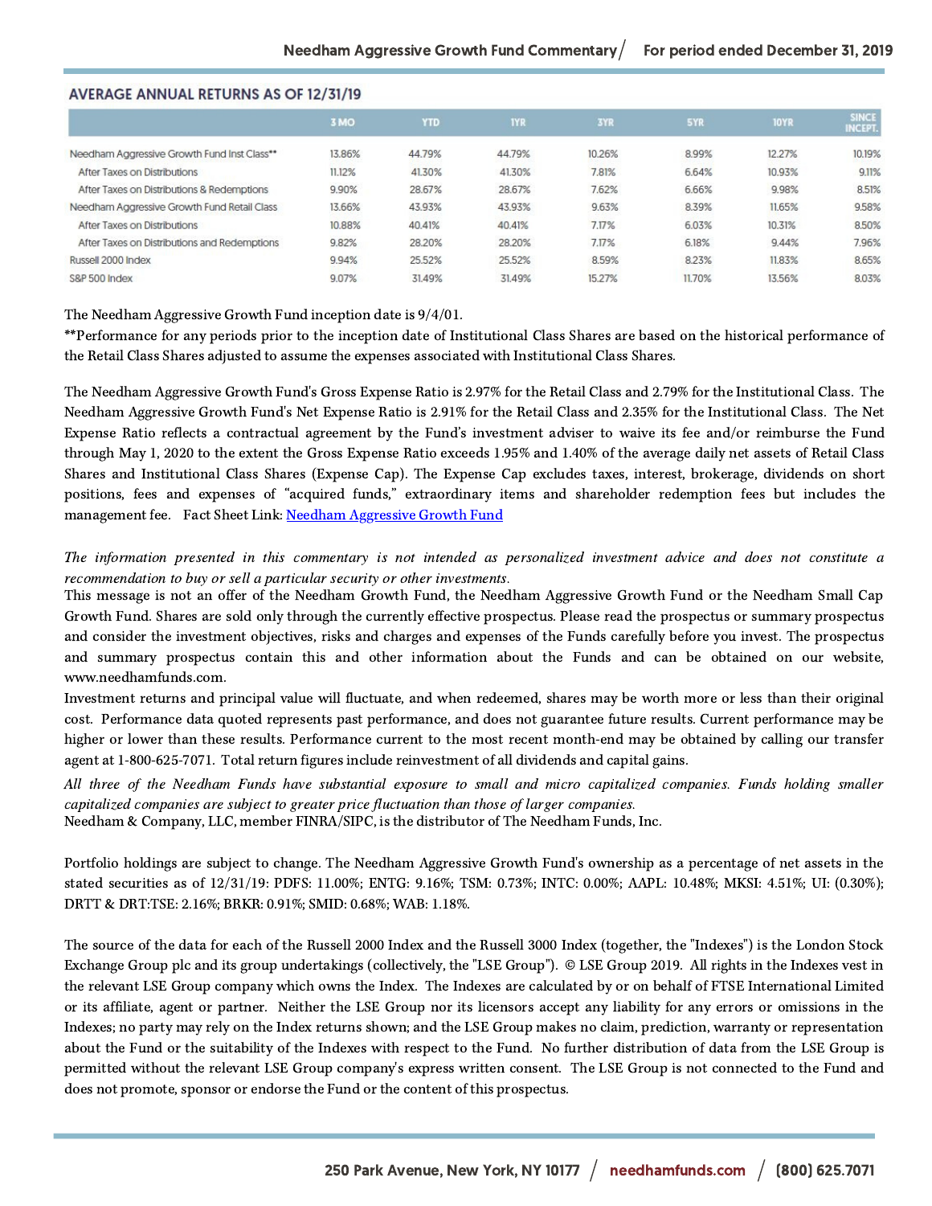## AVERAGE ANNUAL RETURNS AS OF 12/31/19

| | 3 MO | YTD | 1YR | 3YR | 5YR | 10YR | SINCE INCEPT. |
|---|---|---|---|---|---|---|---|
| Needham Aggressive Growth Fund Inst Class** | 13.86% | 44.79% | 44.79% | 10.26% | 8.99% | 12.27% | 10.19% |
| After Taxes on Distributions | 11.12% | 41.30% | 41.30% | 7.81% | 6.64% | 10.93% | 9.11% |
| After Taxes on Distributions & Redemptions | 9.90% | 28.67% | 28.67% | 7.62% | 6.66% | 9.98% | 8.51% |
| Needham Aggressive Growth Fund Retail Class | 13.66% | 43.93% | 43.93% | 9.63% | 8.39% | 11.65% | 9.58% |
| After Taxes on Distributions | 10.88% | 40.41% | 40.41% | 7.17% | 6.03% | 10.31% | 8.50% |
| After Taxes on Distributions and Redemptions | 9.82% | 28.20% | 28.20% | 7.17% | 6.18% | 9.44% | 7.96% |
| Russell 2000 Index | 9.94% | 25.52% | 25.52% | 8.59% | 8.23% | 11.83% | 8.65% |
| S&P 500 Index | 9.07% | 31.49% | 31.49% | 15.27% | 11.70% | 13.56% | 8.03% |

The Needham Aggressive Growth Fund inception date is 9/4/01.
**Performance for any periods prior to the inception date of Institutional Class Shares are based on the historical performance of the Retail Class Shares adjusted to assume the expenses associated with Institutional Class Shares.

The Needham Aggressive Growth Fund's Gross Expense Ratio is 2.97% for the Retail Class and 2.79% for the Institutional Class. The Needham Aggressive Growth Fund's Net Expense Ratio is 2.91% for the Retail Class and 2.35% for the Institutional Class. The Net Expense Ratio reflects a contractual agreement by the Fund's investment adviser to waive its fee and/or reimburse the Fund through May 1, 2020 to the extent the Gross Expense Ratio exceeds 1.95% and 1.40% of the average daily net assets of Retail Class Shares and Institutional Class Shares (Expense Cap). The Expense Cap excludes taxes, interest, brokerage, dividends on short positions, fees and expenses of "acquired funds," extraordinary items and shareholder redemption fees but includes the management fee. Fact Sheet Link: Needham Aggressive Growth Fund

*The information presented in this commentary is not intended as personalized investment advice and does not constitute a recommendation to buy or sell a particular security or other investments.*
This message is not an offer of the Needham Growth Fund, the Needham Aggressive Growth Fund or the Needham Small Cap Growth Fund. Shares are sold only through the currently effective prospectus. Please read the prospectus or summary prospectus and consider the investment objectives, risks and charges and expenses of the Funds carefully before you invest. The prospectus and summary prospectus contain this and other information about the Funds and can be obtained on our website, www.needhamfunds.com.
Investment returns and principal value will fluctuate, and when redeemed, shares may be worth more or less than their original cost. Performance data quoted represents past performance, and does not guarantee future results. Current performance may be higher or lower than these results. Performance current to the most recent month-end may be obtained by calling our transfer agent at 1-800-625-7071. Total return figures include reinvestment of all dividends and capital gains.
*All three of the Needham Funds have substantial exposure to small and micro capitalized companies. Funds holding smaller capitalized companies are subject to greater price fluctuation than those of larger companies.*
Needham & Company, LLC, member FINRA/SIPC, is the distributor of The Needham Funds, Inc.

Portfolio holdings are subject to change. The Needham Aggressive Growth Fund's ownership as a percentage of net assets in the stated securities as of 12/31/19: PDFS: 11.00%; ENTG: 9.16%; TSM: 0.73%; INTC: 0.00%; AAPL: 10.48%; MKSI: 4.51%; UI: (0.30%); DRTT & DRT:TSE: 2.16%; BRKR: 0.91%; SMID: 0.68%; WAB: 1.18%.

The source of the data for each of the Russell 2000 Index and the Russell 3000 Index (together, the "Indexes") is the London Stock Exchange Group plc and its group undertakings (collectively, the "LSE Group"). © LSE Group 2019. All rights in the Indexes vest in the relevant LSE Group company which owns the Index. The Indexes are calculated by or on behalf of FTSE International Limited or its affiliate, agent or partner. Neither the LSE Group nor its licensors accept any liability for any errors or omissions in the Indexes; no party may rely on the Index returns shown; and the LSE Group makes no claim, prediction, warranty or representation about the Fund or the suitability of the Indexes with respect to the Fund. No further distribution of data from the LSE Group is permitted without the relevant LSE Group company's express written consent. The LSE Group is not connected to the Fund and does not promote, sponsor or endorse the Fund or the content of this prospectus.